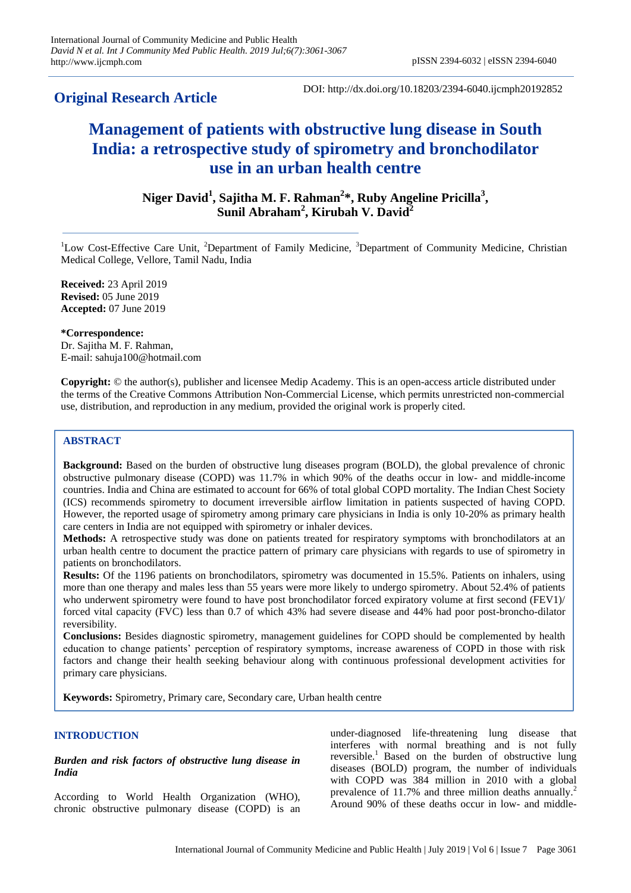## Original Research Article

DOI: http://dx.doi.org/10.18203/2394-6040.ijcmph20192852

# Management of patients with obstructive lung disease in South India: a retrospective study of spirometry and bronchodilator use in an urban health centre

**Niger David[1], Sajitha M. F. Rahman[2]*, Ruby Angeline Pricilla[3], Sunil Abraham[2], Kirubah V. David[2]**

[1]Low Cost-Effective Care Unit, [2]Department of Family Medicine, [3]Department of Community Medicine, Christian Medical College, Vellore, Tamil Nadu, India

**Received:** 23 April 2019
**Revised:** 05 June 2019
**Accepted:** 07 June 2019

***Correspondence:**
Dr. Sajitha M. F. Rahman,
E-mail: sahuja100@hotmail.com

**Copyright:** © the author(s), publisher and licensee Medip Academy. This is an open-access article distributed under the terms of the Creative Commons Attribution Non-Commercial License, which permits unrestricted non-commercial use, distribution, and reproduction in any medium, provided the original work is properly cited.

## ABSTRACT

**Background:** Based on the burden of obstructive lung diseases program (BOLD), the global prevalence of chronic obstructive pulmonary disease (COPD) was 11.7% in which 90% of the deaths occur in low- and middle-income countries. India and China are estimated to account for 66% of total global COPD mortality. The Indian Chest Society (ICS) recommends spirometry to document irreversible airflow limitation in patients suspected of having COPD. However, the reported usage of spirometry among primary care physicians in India is only 10-20% as primary health care centers in India are not equipped with spirometry or inhaler devices.

**Methods:** A retrospective study was done on patients treated for respiratory symptoms with bronchodilators at an urban health centre to document the practice pattern of primary care physicians with regards to use of spirometry in patients on bronchodilators.

**Results:** Of the 1196 patients on bronchodilators, spirometry was documented in 15.5%. Patients on inhalers, using more than one therapy and males less than 55 years were more likely to undergo spirometry. About 52.4% of patients who underwent spirometry were found to have post bronchodilator forced expiratory volume at first second (FEV1)/ forced vital capacity (FVC) less than 0.7 of which 43% had severe disease and 44% had poor post-broncho-dilator reversibility.

**Conclusions:** Besides diagnostic spirometry, management guidelines for COPD should be complemented by health education to change patients' perception of respiratory symptoms, increase awareness of COPD in those with risk factors and change their health seeking behaviour along with continuous professional development activities for primary care physicians.

**Keywords:** Spirometry, Primary care, Secondary care, Urban health centre

## INTRODUCTION

### *Burden and risk factors of obstructive lung disease in India*

According to World Health Organization (WHO), chronic obstructive pulmonary disease (COPD) is an under-diagnosed life-threatening lung disease that interferes with normal breathing and is not fully reversible.[1] Based on the burden of obstructive lung diseases (BOLD) program, the number of individuals with COPD was 384 million in 2010 with a global prevalence of 11.7% and three million deaths annually.[2] Around 90% of these deaths occur in low- and middle-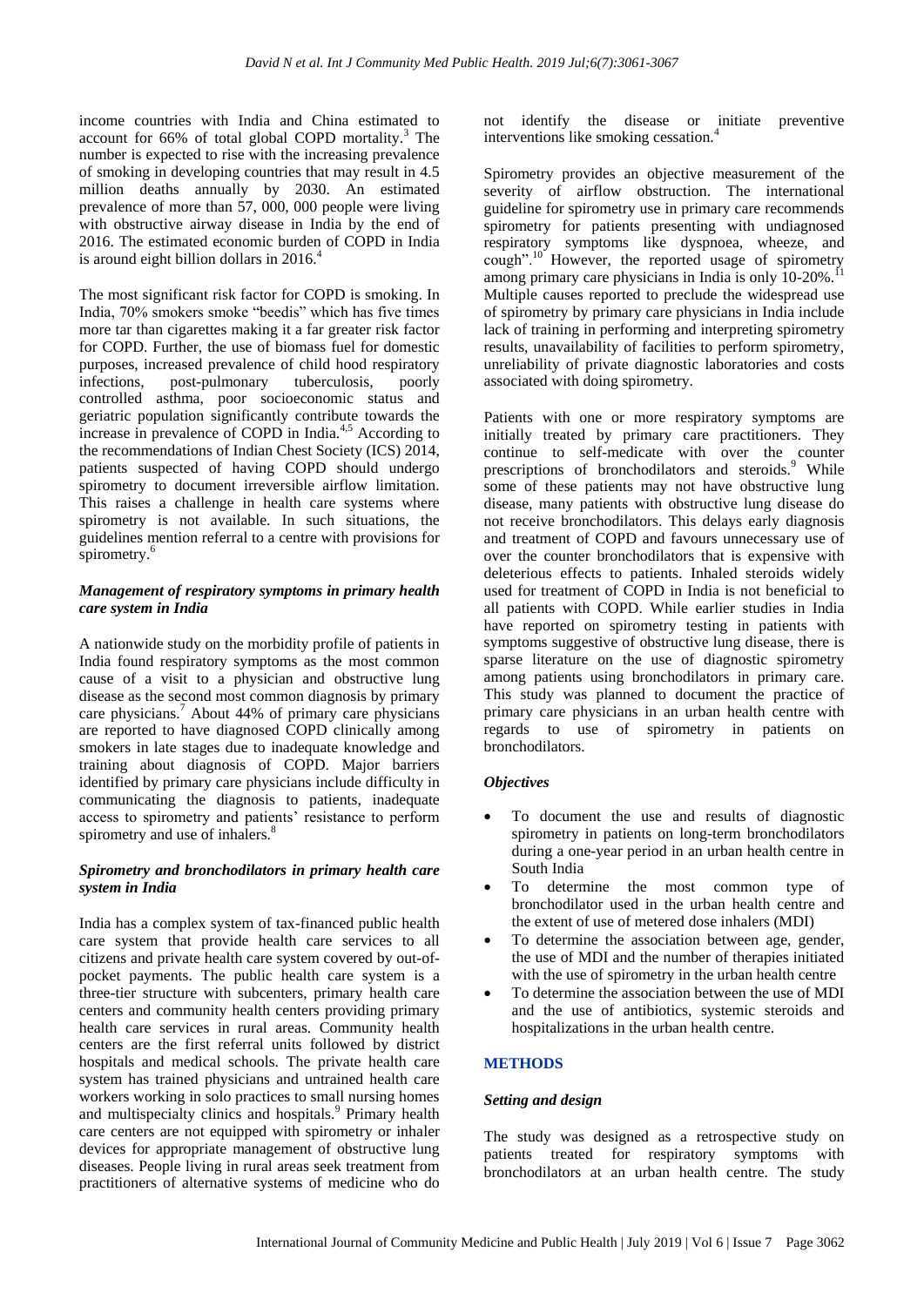income countries with India and China estimated to account for 66% of total global COPD mortality.[3] The number is expected to rise with the increasing prevalence of smoking in developing countries that may result in 4.5 million deaths annually by 2030. An estimated prevalence of more than 57, 000, 000 people were living with obstructive airway disease in India by the end of 2016. The estimated economic burden of COPD in India is around eight billion dollars in 2016.[4]

The most significant risk factor for COPD is smoking. In India, 70% smokers smoke "beedis" which has five times more tar than cigarettes making it a far greater risk factor for COPD. Further, the use of biomass fuel for domestic purposes, increased prevalence of child hood respiratory infections, post-pulmonary tuberculosis, poorly controlled asthma, poor socioeconomic status and geriatric population significantly contribute towards the increase in prevalence of COPD in India.[4,5] According to the recommendations of Indian Chest Society (ICS) 2014, patients suspected of having COPD should undergo spirometry to document irreversible airflow limitation. This raises a challenge in health care systems where spirometry is not available. In such situations, the guidelines mention referral to a centre with provisions for spirometry.[6]

### *Management of respiratory symptoms in primary health care system in India*

A nationwide study on the morbidity profile of patients in India found respiratory symptoms as the most common cause of a visit to a physician and obstructive lung disease as the second most common diagnosis by primary care physicians.[7] About 44% of primary care physicians are reported to have diagnosed COPD clinically among smokers in late stages due to inadequate knowledge and training about diagnosis of COPD. Major barriers identified by primary care physicians include difficulty in communicating the diagnosis to patients, inadequate access to spirometry and patients' resistance to perform spirometry and use of inhalers.[8]

### *Spirometry and bronchodilators in primary health care system in India*

India has a complex system of tax-financed public health care system that provide health care services to all citizens and private health care system covered by out-of-pocket payments. The public health care system is a three-tier structure with subcenters, primary health care centers and community health centers providing primary health care services in rural areas. Community health centers are the first referral units followed by district hospitals and medical schools. The private health care system has trained physicians and untrained health care workers working in solo practices to small nursing homes and multispecialty clinics and hospitals.[9] Primary health care centers are not equipped with spirometry or inhaler devices for appropriate management of obstructive lung diseases. People living in rural areas seek treatment from practitioners of alternative systems of medicine who do not identify the disease or initiate preventive interventions like smoking cessation.[4]

Spirometry provides an objective measurement of the severity of airflow obstruction. The international guideline for spirometry use in primary care recommends spirometry for patients presenting with undiagnosed respiratory symptoms like dyspnoea, wheeze, and cough".[10] However, the reported usage of spirometry among primary care physicians in India is only 10-20%.[11] Multiple causes reported to preclude the widespread use of spirometry by primary care physicians in India include lack of training in performing and interpreting spirometry results, unavailability of facilities to perform spirometry, unreliability of private diagnostic laboratories and costs associated with doing spirometry.

Patients with one or more respiratory symptoms are initially treated by primary care practitioners. They continue to self-medicate with over the counter prescriptions of bronchodilators and steroids.[9] While some of these patients may not have obstructive lung disease, many patients with obstructive lung disease do not receive bronchodilators. This delays early diagnosis and treatment of COPD and favours unnecessary use of over the counter bronchodilators that is expensive with deleterious effects to patients. Inhaled steroids widely used for treatment of COPD in India is not beneficial to all patients with COPD. While earlier studies in India have reported on spirometry testing in patients with symptoms suggestive of obstructive lung disease, there is sparse literature on the use of diagnostic spirometry among patients using bronchodilators in primary care. This study was planned to document the practice of primary care physicians in an urban health centre with regards to use of spirometry in patients on bronchodilators.

### *Objectives*

- To document the use and results of diagnostic spirometry in patients on long-term bronchodilators during a one-year period in an urban health centre in South India
- To determine the most common type of bronchodilator used in the urban health centre and the extent of use of metered dose inhalers (MDI)
- To determine the association between age, gender, the use of MDI and the number of therapies initiated with the use of spirometry in the urban health centre
- To determine the association between the use of MDI and the use of antibiotics, systemic steroids and hospitalizations in the urban health centre.

## METHODS

### *Setting and design*

The study was designed as a retrospective study on patients treated for respiratory symptoms with bronchodilators at an urban health centre. The study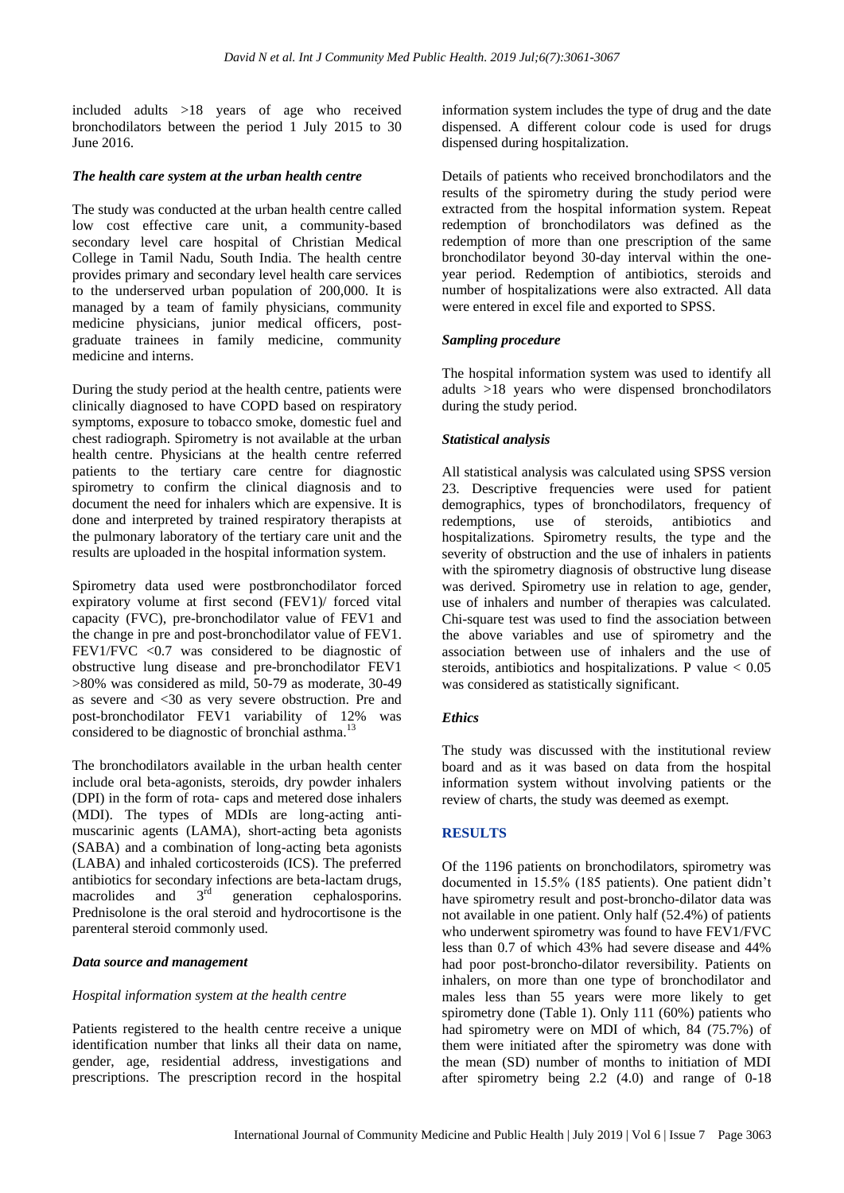included adults >18 years of age who received bronchodilators between the period 1 July 2015 to 30 June 2016.

### *The health care system at the urban health centre*

The study was conducted at the urban health centre called low cost effective care unit, a community-based secondary level care hospital of Christian Medical College in Tamil Nadu, South India. The health centre provides primary and secondary level health care services to the underserved urban population of 200,000. It is managed by a team of family physicians, community medicine physicians, junior medical officers, post-graduate trainees in family medicine, community medicine and interns.

During the study period at the health centre, patients were clinically diagnosed to have COPD based on respiratory symptoms, exposure to tobacco smoke, domestic fuel and chest radiograph. Spirometry is not available at the urban health centre. Physicians at the health centre referred patients to the tertiary care centre for diagnostic spirometry to confirm the clinical diagnosis and to document the need for inhalers which are expensive. It is done and interpreted by trained respiratory therapists at the pulmonary laboratory of the tertiary care unit and the results are uploaded in the hospital information system.

Spirometry data used were postbronchodilator forced expiratory volume at first second (FEV1)/ forced vital capacity (FVC), pre-bronchodilator value of FEV1 and the change in pre and post-bronchodilator value of FEV1. FEV1/FVC <0.7 was considered to be diagnostic of obstructive lung disease and pre-bronchodilator FEV1 >80% was considered as mild, 50-79 as moderate, 30-49 as severe and <30 as very severe obstruction. Pre and post-bronchodilator FEV1 variability of 12% was considered to be diagnostic of bronchial asthma.[13]

The bronchodilators available in the urban health center include oral beta-agonists, steroids, dry powder inhalers (DPI) in the form of rota- caps and metered dose inhalers (MDI). The types of MDIs are long-acting anti-muscarinic agents (LAMA), short-acting beta agonists (SABA) and a combination of long-acting beta agonists (LABA) and inhaled corticosteroids (ICS). The preferred antibiotics for secondary infections are beta-lactam drugs, macrolides and 3rd generation cephalosporins. Prednisolone is the oral steroid and hydrocortisone is the parenteral steroid commonly used.

### **Data source and management**

*Hospital information system at the health centre*

Patients registered to the health centre receive a unique identification number that links all their data on name, gender, age, residential address, investigations and prescriptions. The prescription record in the hospital information system includes the type of drug and the date dispensed. A different colour code is used for drugs dispensed during hospitalization.

Details of patients who received bronchodilators and the results of the spirometry during the study period were extracted from the hospital information system. Repeat redemption of bronchodilators was defined as the redemption of more than one prescription of the same bronchodilator beyond 30-day interval within the one-year period. Redemption of antibiotics, steroids and number of hospitalizations were also extracted. All data were entered in excel file and exported to SPSS.

### *Sampling procedure*

The hospital information system was used to identify all adults >18 years who were dispensed bronchodilators during the study period.

### *Statistical analysis*

All statistical analysis was calculated using SPSS version 23. Descriptive frequencies were used for patient demographics, types of bronchodilators, frequency of redemptions, use of steroids, antibiotics and hospitalizations. Spirometry results, the type and the severity of obstruction and the use of inhalers in patients with the spirometry diagnosis of obstructive lung disease was derived. Spirometry use in relation to age, gender, use of inhalers and number of therapies was calculated. Chi-square test was used to find the association between the above variables and use of spirometry and the association between use of inhalers and the use of steroids, antibiotics and hospitalizations. P value $< 0.05$ was considered as statistically significant.

### *Ethics*

The study was discussed with the institutional review board and as it was based on data from the hospital information system without involving patients or the review of charts, the study was deemed as exempt.

## **RESULTS**

Of the 1196 patients on bronchodilators, spirometry was documented in 15.5% (185 patients). One patient didn't have spirometry result and post-broncho-dilator data was not available in one patient. Only half (52.4%) of patients who underwent spirometry was found to have FEV1/FVC less than 0.7 of which 43% had severe disease and 44% had poor post-broncho-dilator reversibility. Patients on inhalers, on more than one type of bronchodilator and males less than 55 years were more likely to get spirometry done (Table 1). Only 111 (60%) patients who had spirometry were on MDI of which, 84 (75.7%) of them were initiated after the spirometry was done with the mean (SD) number of months to initiation of MDI after spirometry being 2.2 (4.0) and range of 0-18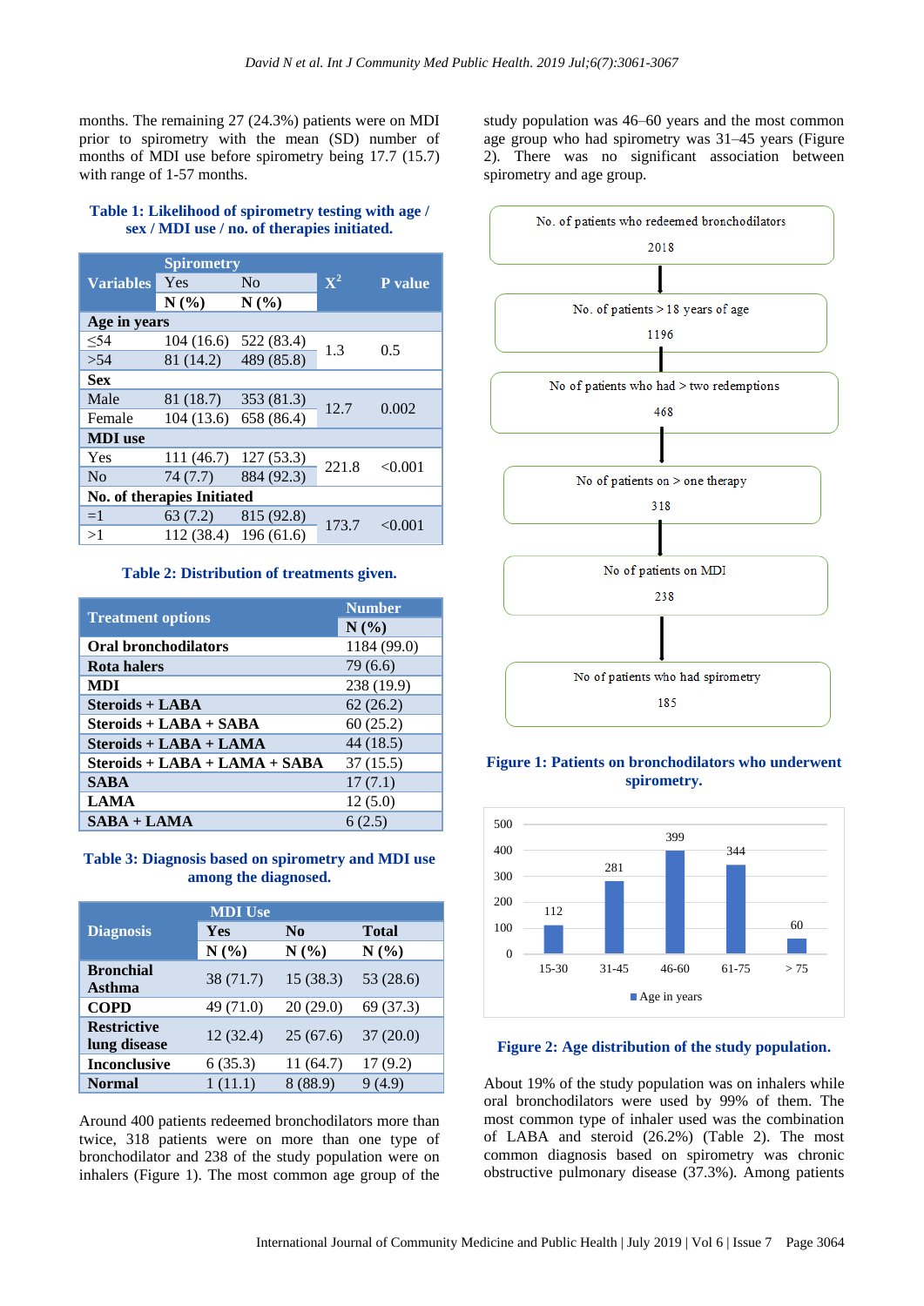months. The remaining 27 (24.3%) patients were on MDI prior to spirometry with the mean (SD) number of months of MDI use before spirometry being 17.7 (15.7) with range of 1-57 months.

**Table 1: Likelihood of spirometry testing with age / sex / MDI use / no. of therapies initiated.**

| Variables | Spirometry Yes | Spirometry No | $X^2$ | P value |
|---|---|---|---|---|
| | N (%) | N (%) | | |
| **Age in years** | | | | |
| ≤54 | 104 (16.6) | 522 (83.4) | 1.3 | 0.5 |
| >54 | 81 (14.2) | 489 (85.8) | | |
| **Sex** | | | | |
| Male | 81 (18.7) | 353 (81.3) | 12.7 | 0.002 |
| Female | 104 (13.6) | 658 (86.4) | | |
| **MDI use** | | | | |
| Yes | 111 (46.7) | 127 (53.3) | 221.8 | <0.001 |
| No | 74 (7.7) | 884 (92.3) | | |
| **No. of therapies Initiated** | | | | |
| =1 | 63 (7.2) | 815 (92.8) | 173.7 | <0.001 |
| >1 | 112 (38.4) | 196 (61.6) | | |

**Table 2: Distribution of treatments given.**

| Treatment options | Number N (%) |
|---|---|
| **Oral bronchodilators** | 1184 (99.0) |
| **Rota halers** | 79 (6.6) |
| **MDI** | 238 (19.9) |
| **Steroids + LABA** | 62 (26.2) |
| **Steroids + LABA + SABA** | 60 (25.2) |
| **Steroids + LABA + LAMA** | 44 (18.5) |
| **Steroids + LABA + LAMA + SABA** | 37 (15.5) |
| **SABA** | 17 (7.1) |
| **LAMA** | 12 (5.0) |
| **SABA + LAMA** | 6 (2.5) |

**Table 3: Diagnosis based on spirometry and MDI use among the diagnosed.**

| Diagnosis | MDI Use Yes | MDI Use No | Total |
|---|---|---|---|
| | N (%) | N (%) | N (%) |
| **Bronchial Asthma** | 38 (71.7) | 15 (38.3) | 53 (28.6) |
| **COPD** | 49 (71.0) | 20 (29.0) | 69 (37.3) |
| **Restrictive lung disease** | 12 (32.4) | 25 (67.6) | 37 (20.0) |
| **Inconclusive** | 6 (35.3) | 11 (64.7) | 17 (9.2) |
| **Normal** | 1 (11.1) | 8 (88.9) | 9 (4.9) |

Around 400 patients redeemed bronchodilators more than twice, 318 patients were on more than one type of bronchodilator and 238 of the study population were on inhalers (Figure 1). The most common age group of the study population was 46–60 years and the most common age group who had spirometry was 31–45 years (Figure 2). There was no significant association between spirometry and age group.

No. of patients who redeemed bronchodilators 2018 → No. of patients > 18 years of age 1196 → No of patients who had > two redemptions 468 → No of patients on > one therapy 318 → No of patients on MDI 238 → No of patients who had spirometry 185

**Figure 1: Patients on bronchodilators who underwent spirometry.**

| Age in years | 15-30 | 31-45 | 46-60 | 61-75 | > 75 |
|---|---|---|---|---|---|
| Number | 112 | 281 | 399 | 344 | 60 |

**Figure 2: Age distribution of the study population.**

About 19% of the study population was on inhalers while oral bronchodilators were used by 99% of them. The most common type of inhaler used was the combination of LABA and steroid (26.2%) (Table 2). The most common diagnosis based on spirometry was chronic obstructive pulmonary disease (37.3%). Among patients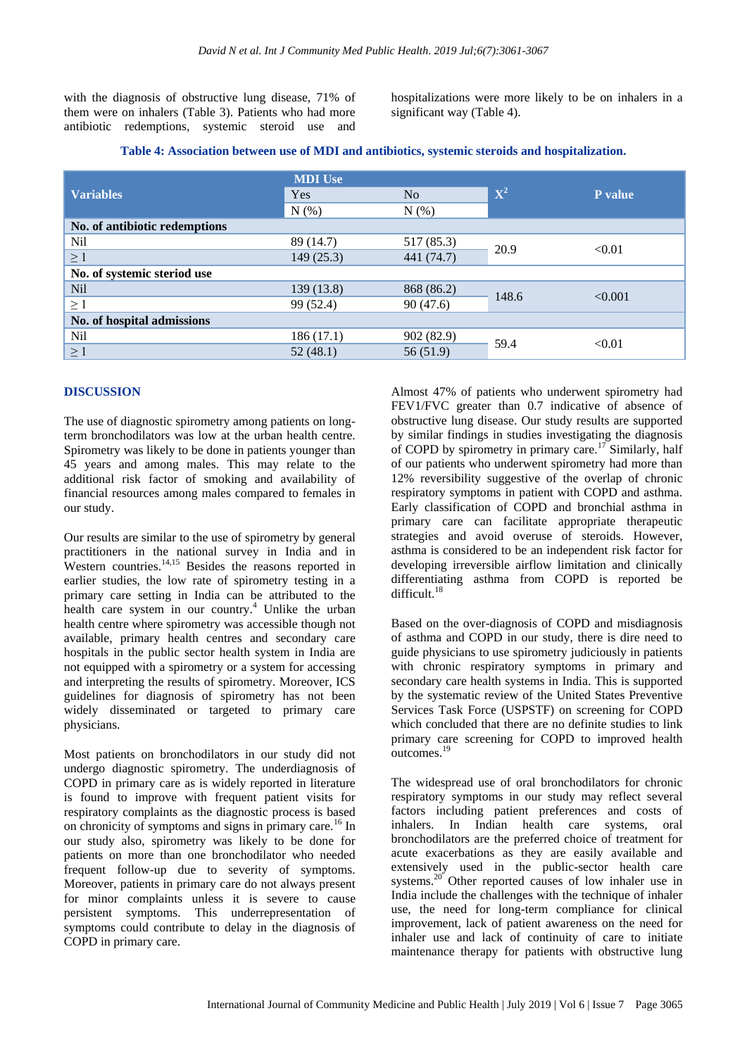with the diagnosis of obstructive lung disease, 71% of them were on inhalers (Table 3). Patients who had more antibiotic redemptions, systemic steroid use and hospitalizations were more likely to be on inhalers in a significant way (Table 4).

**Table 4: Association between use of MDI and antibiotics, systemic steroids and hospitalization.**

| Variables | MDI Use | | $X^2$ | P value |
|---|---|---|---|---|
| | Yes | No | | |
| | N (%) | N (%) | | |
| **No. of antibiotic redemptions** | | | | |
| Nil | 89 (14.7) | 517 (85.3) | 20.9 | <0.01 |
| ≥ 1 | 149 (25.3) | 441 (74.7) | | |
| **No. of systemic steriod use** | | | | |
| Nil | 139 (13.8) | 868 (86.2) | 148.6 | <0.001 |
| ≥ 1 | 99 (52.4) | 90 (47.6) | | |
| **No. of hospital admissions** | | | | |
| Nil | 186 (17.1) | 902 (82.9) | 59.4 | <0.01 |
| ≥ 1 | 52 (48.1) | 56 (51.9) | | |

## DISCUSSION

The use of diagnostic spirometry among patients on long-term bronchodilators was low at the urban health centre. Spirometry was likely to be done in patients younger than 45 years and among males. This may relate to the additional risk factor of smoking and availability of financial resources among males compared to females in our study.

Our results are similar to the use of spirometry by general practitioners in the national survey in India and in Western countries.[14,15] Besides the reasons reported in earlier studies, the low rate of spirometry testing in a primary care setting in India can be attributed to the health care system in our country.[4] Unlike the urban health centre where spirometry was accessible though not available, primary health centres and secondary care hospitals in the public sector health system in India are not equipped with a spirometry or a system for accessing and interpreting the results of spirometry. Moreover, ICS guidelines for diagnosis of spirometry has not been widely disseminated or targeted to primary care physicians.

Most patients on bronchodilators in our study did not undergo diagnostic spirometry. The underdiagnosis of COPD in primary care as is widely reported in literature is found to improve with frequent patient visits for respiratory complaints as the diagnostic process is based on chronicity of symptoms and signs in primary care.[16] In our study also, spirometry was likely to be done for patients on more than one bronchodilator who needed frequent follow-up due to severity of symptoms. Moreover, patients in primary care do not always present for minor complaints unless it is severe to cause persistent symptoms. This underrepresentation of symptoms could contribute to delay in the diagnosis of COPD in primary care.

Almost 47% of patients who underwent spirometry had FEV1/FVC greater than 0.7 indicative of absence of obstructive lung disease. Our study results are supported by similar findings in studies investigating the diagnosis of COPD by spirometry in primary care.[17] Similarly, half of our patients who underwent spirometry had more than 12% reversibility suggestive of the overlap of chronic respiratory symptoms in patient with COPD and asthma. Early classification of COPD and bronchial asthma in primary care can facilitate appropriate therapeutic strategies and avoid overuse of steroids. However, asthma is considered to be an independent risk factor for developing irreversible airflow limitation and clinically differentiating asthma from COPD is reported be difficult.[18]

Based on the over-diagnosis of COPD and misdiagnosis of asthma and COPD in our study, there is dire need to guide physicians to use spirometry judiciously in patients with chronic respiratory symptoms in primary and secondary care health systems in India. This is supported by the systematic review of the United States Preventive Services Task Force (USPSTF) on screening for COPD which concluded that there are no definite studies to link primary care screening for COPD to improved health outcomes.[19]

The widespread use of oral bronchodilators for chronic respiratory symptoms in our study may reflect several factors including patient preferences and costs of inhalers. In Indian health care systems, oral bronchodilators are the preferred choice of treatment for acute exacerbations as they are easily available and extensively used in the public-sector health care systems.[20] Other reported causes of low inhaler use in India include the challenges with the technique of inhaler use, the need for long-term compliance for clinical improvement, lack of patient awareness on the need for inhaler use and lack of continuity of care to initiate maintenance therapy for patients with obstructive lung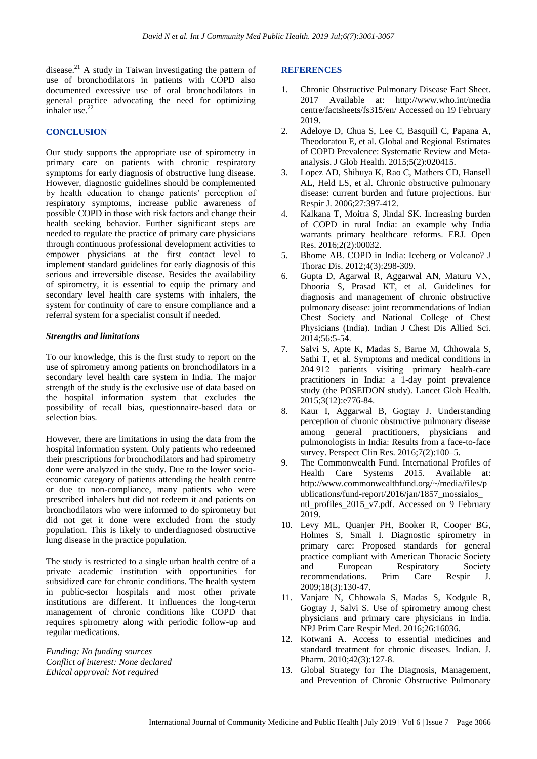disease.[21] A study in Taiwan investigating the pattern of use of bronchodilators in patients with COPD also documented excessive use of oral bronchodilators in general practice advocating the need for optimizing inhaler use.[22]

## CONCLUSION

Our study supports the appropriate use of spirometry in primary care on patients with chronic respiratory symptoms for early diagnosis of obstructive lung disease. However, diagnostic guidelines should be complemented by health education to change patients' perception of respiratory symptoms, increase public awareness of possible COPD in those with risk factors and change their health seeking behavior. Further significant steps are needed to regulate the practice of primary care physicians through continuous professional development activities to empower physicians at the first contact level to implement standard guidelines for early diagnosis of this serious and irreversible disease. Besides the availability of spirometry, it is essential to equip the primary and secondary level health care systems with inhalers, the system for continuity of care to ensure compliance and a referral system for a specialist consult if needed.

### *Strengths and limitations*

To our knowledge, this is the first study to report on the use of spirometry among patients on bronchodilators in a secondary level health care system in India. The major strength of the study is the exclusive use of data based on the hospital information system that excludes the possibility of recall bias, questionnaire-based data or selection bias.

However, there are limitations in using the data from the hospital information system. Only patients who redeemed their prescriptions for bronchodilators and had spirometry done were analyzed in the study. Due to the lower socio-economic category of patients attending the health centre or due to non-compliance, many patients who were prescribed inhalers but did not redeem it and patients on bronchodilators who were informed to do spirometry but did not get it done were excluded from the study population. This is likely to underdiagnosed obstructive lung disease in the practice population.

The study is restricted to a single urban health centre of a private academic institution with opportunities for subsidized care for chronic conditions. The health system in public-sector hospitals and most other private institutions are different. It influences the long-term management of chronic conditions like COPD that requires spirometry along with periodic follow-up and regular medications.

*Funding: No funding sources*
*Conflict of interest: None declared*
*Ethical approval: Not required*

## REFERENCES

1. Chronic Obstructive Pulmonary Disease Fact Sheet. 2017 Available at: http://www.who.int/media centre/factsheets/fs315/en/ Accessed on 19 February 2019.
2. Adeloye D, Chua S, Lee C, Basquill C, Papana A, Theodoratou E, et al. Global and Regional Estimates of COPD Prevalence: Systematic Review and Meta-analysis. J Glob Health. 2015;5(2):020415.
3. Lopez AD, Shibuya K, Rao C, Mathers CD, Hansell AL, Held LS, et al. Chronic obstructive pulmonary disease: current burden and future projections. Eur Respir J. 2006;27:397-412.
4. Kalkana T, Moitra S, Jindal SK. Increasing burden of COPD in rural India: an example why India warrants primary healthcare reforms. ERJ. Open Res. 2016;2(2):00032.
5. Bhome AB. COPD in India: Iceberg or Volcano? J Thorac Dis. 2012;4(3):298-309.
6. Gupta D, Agarwal R, Aggarwal AN, Maturu VN, Dhooria S, Prasad KT, et al. Guidelines for diagnosis and management of chronic obstructive pulmonary disease: joint recommendations of Indian Chest Society and National College of Chest Physicians (India). Indian J Chest Dis Allied Sci. 2014;56:5-54.
7. Salvi S, Apte K, Madas S, Barne M, Chhowala S, Sathi T, et al. Symptoms and medical conditions in 204 912 patients visiting primary health-care practitioners in India: a 1-day point prevalence study (the POSEIDON study). Lancet Glob Health. 2015;3(12):e776-84.
8. Kaur I, Aggarwal B, Gogtay J. Understanding perception of chronic obstructive pulmonary disease among general practitioners, physicians and pulmonologists in India: Results from a face-to-face survey. Perspect Clin Res. 2016;7(2):100–5.
9. The Commonwealth Fund. International Profiles of Health Care Systems 2015. Available at: http://www.commonwealthfund.org/~/media/files/publications/fund-report/2016/jan/1857_mossialos_ntl_profiles_2015_v7.pdf. Accessed on 9 February 2019.
10. Levy ML, Quanjer PH, Booker R, Cooper BG, Holmes S, Small I. Diagnostic spirometry in primary care: Proposed standards for general practice compliant with American Thoracic Society and European Respiratory Society recommendations. Prim Care Respir J. 2009;18(3):130-47.
11. Vanjare N, Chhowala S, Madas S, Kodgule R, Gogtay J, Salvi S. Use of spirometry among chest physicians and primary care physicians in India. NPJ Prim Care Respir Med. 2016;26:16036.
12. Kotwani A. Access to essential medicines and standard treatment for chronic diseases. Indian. J. Pharm. 2010;42(3):127-8.
13. Global Strategy for The Diagnosis, Management, and Prevention of Chronic Obstructive Pulmonary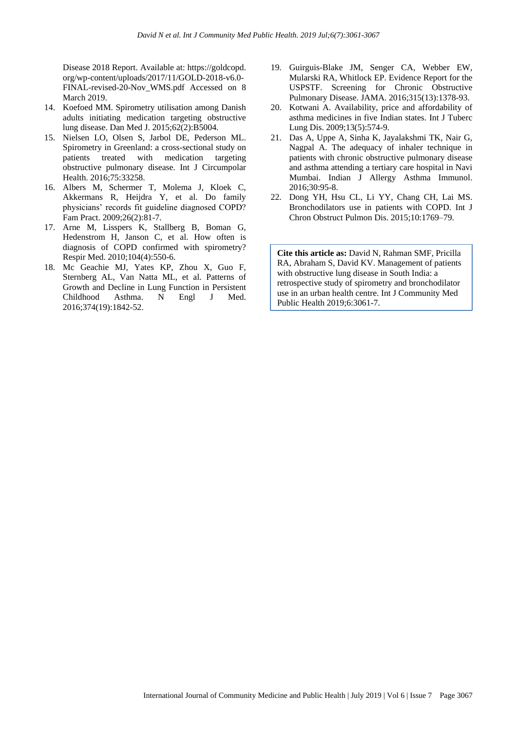Disease 2018 Report. Available at: https://goldcopd.org/wp-content/uploads/2017/11/GOLD-2018-v6.0-FINAL-revised-20-Nov_WMS.pdf Accessed on 8 March 2019.

14. Koefoed MM. Spirometry utilisation among Danish adults initiating medication targeting obstructive lung disease. Dan Med J. 2015;62(2):B5004.
15. Nielsen LO, Olsen S, Jarbol DE, Pederson ML. Spirometry in Greenland: a cross-sectional study on patients treated with medication targeting obstructive pulmonary disease. Int J Circumpolar Health. 2016;75:33258.
16. Albers M, Schermer T, Molema J, Kloek C, Akkermans R, Heijdra Y, et al. Do family physicians' records fit guideline diagnosed COPD? Fam Pract. 2009;26(2):81-7.
17. Arne M, Lisspers K, Stallberg B, Boman G, Hedenstrom H, Janson C, et al. How often is diagnosis of COPD confirmed with spirometry? Respir Med. 2010;104(4):550-6.
18. Mc Geachie MJ, Yates KP, Zhou X, Guo F, Sternberg AL, Van Natta ML, et al. Patterns of Growth and Decline in Lung Function in Persistent Childhood Asthma. N Engl J Med. 2016;374(19):1842-52.
19. Guirguis-Blake JM, Senger CA, Webber EW, Mularski RA, Whitlock EP. Evidence Report for the USPSTF. Screening for Chronic Obstructive Pulmonary Disease. JAMA. 2016;315(13):1378-93.
20. Kotwani A. Availability, price and affordability of asthma medicines in five Indian states. Int J Tuberc Lung Dis. 2009;13(5):574-9.
21. Das A, Uppe A, Sinha K, Jayalakshmi TK, Nair G, Nagpal A. The adequacy of inhaler technique in patients with chronic obstructive pulmonary disease and asthma attending a tertiary care hospital in Navi Mumbai. Indian J Allergy Asthma Immunol. 2016;30:95-8.
22. Dong YH, Hsu CL, Li YY, Chang CH, Lai MS. Bronchodilators use in patients with COPD. Int J Chron Obstruct Pulmon Dis. 2015;10:1769–79.

**Cite this article as:** David N, Rahman SMF, Pricilla RA, Abraham S, David KV. Management of patients with obstructive lung disease in South India: a retrospective study of spirometry and bronchodilator use in an urban health centre. Int J Community Med Public Health 2019;6:3061-7.